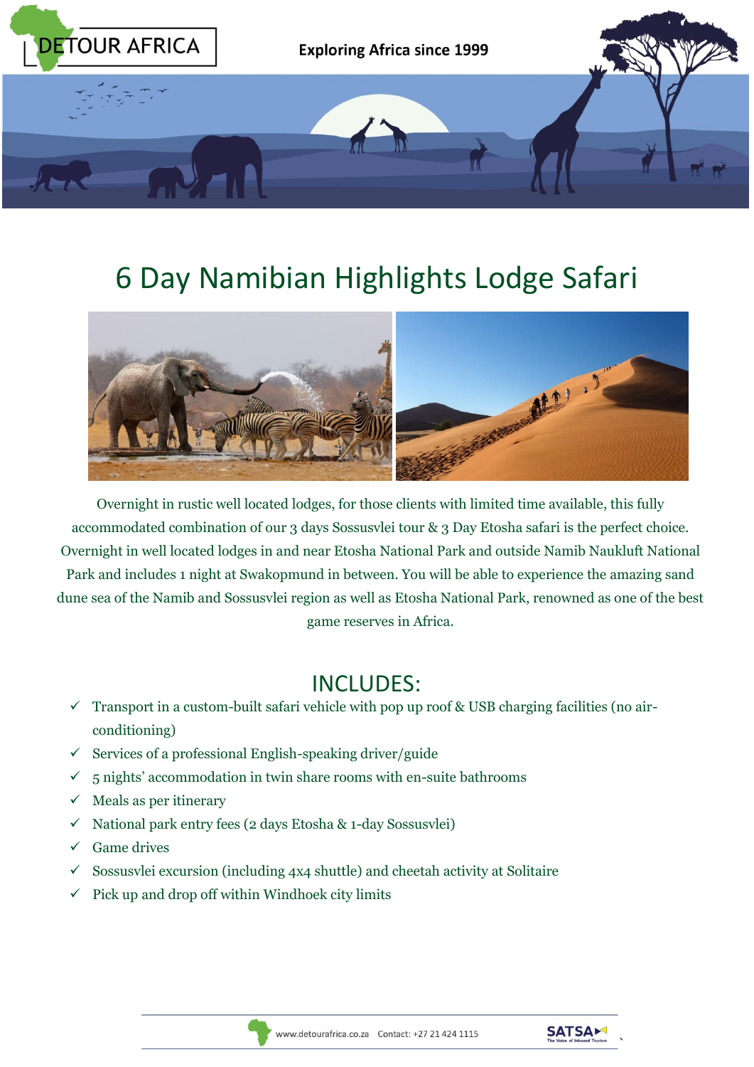DETOUR AFRICA

Exploring Africa since 1999

# 6 Day Namibian Highlights Lodge Safari

Overnight in rustic well located lodges, for those clients with limited time available, this fully accommodated combination of our 3 days Sossusvlei tour & 3 Day Etosha safari is the perfect choice. Overnight in well located lodges in and near Etosha National Park and outside Namib Naukluft National Park and includes 1 night at Swakopmund in between. You will be able to experience the amazing sand dune sea of the Namib and Sossusvlei region as well as Etosha National Park, renowned as one of the best game reserves in Africa.

## INCLUDES:

- ✓ Transport in a custom-built safari vehicle with pop up roof & USB charging facilities (no air-conditioning)
- ✓ Services of a professional English-speaking driver/guide
- ✓ 5 nights' accommodation in twin share rooms with en-suite bathrooms
- ✓ Meals as per itinerary
- ✓ National park entry fees (2 days Etosha & 1-day Sossusvlei)
- ✓ Game drives
- ✓ Sossusvlei excursion (including 4x4 shuttle) and cheetah activity at Solitaire
- ✓ Pick up and drop off within Windhoek city limits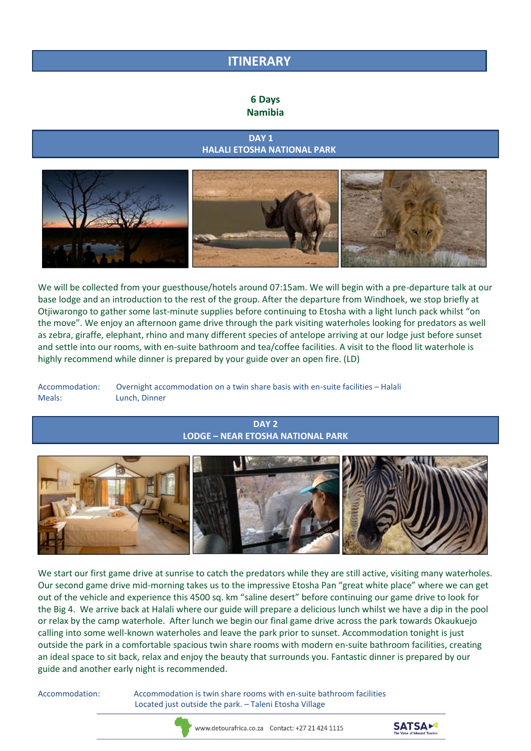# ITINERARY

**6 Days**
**Namibia**

## DAY 1
## HALALI ETOSHA NATIONAL PARK

We will be collected from your guesthouse/hotels around 07:15am. We will begin with a pre-departure talk at our base lodge and an introduction to the rest of the group. After the departure from Windhoek, we stop briefly at Otjiwarongo to gather some last-minute supplies before continuing to Etosha with a light lunch pack whilst "on the move". We enjoy an afternoon game drive through the park visiting waterholes looking for predators as well as zebra, giraffe, elephant, rhino and many different species of antelope arriving at our lodge just before sunset and settle into our rooms, with en-suite bathroom and tea/coffee facilities. A visit to the flood lit waterhole is highly recommend while dinner is prepared by your guide over an open fire. (LD)

Accommodation: Overnight accommodation on a twin share basis with en-suite facilities – Halali
Meals: Lunch, Dinner

## DAY 2
## LODGE – NEAR ETOSHA NATIONAL PARK

We start our first game drive at sunrise to catch the predators while they are still active, visiting many waterholes. Our second game drive mid-morning takes us to the impressive Etosha Pan "great white place" where we can get out of the vehicle and experience this 4500 sq. km "saline desert" before continuing our game drive to look for the Big 4. We arrive back at Halali where our guide will prepare a delicious lunch whilst we have a dip in the pool or relax by the camp waterhole. After lunch we begin our final game drive across the park towards Okaukuejo calling into some well-known waterholes and leave the park prior to sunset. Accommodation tonight is just outside the park in a comfortable spacious twin share rooms with modern en-suite bathroom facilities, creating an ideal space to sit back, relax and enjoy the beauty that surrounds you. Fantastic dinner is prepared by our guide and another early night is recommended.

Accommodation: Accommodation is twin share rooms with en-suite bathroom facilities Located just outside the park. – Taleni Etosha Village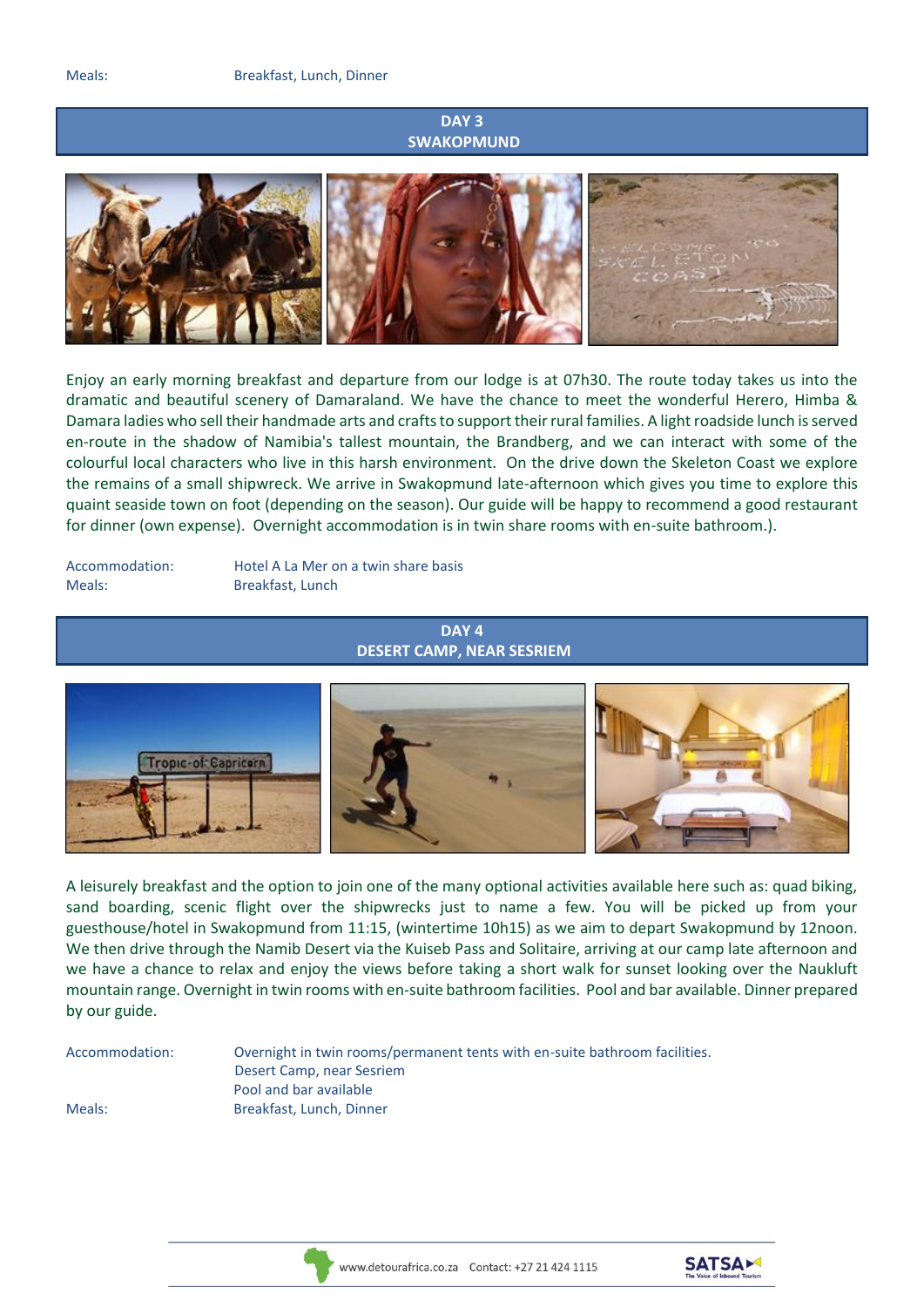| | |
|---|---|
| Meals: | Breakfast, Lunch, Dinner |

## DAY 3
## SWAKOPMUND

Enjoy an early morning breakfast and departure from our lodge is at 07h30. The route today takes us into the dramatic and beautiful scenery of Damaraland. We have the chance to meet the wonderful Herero, Himba & Damara ladies who sell their handmade arts and crafts to support their rural families. A light roadside lunch is served en-route in the shadow of Namibia's tallest mountain, the Brandberg, and we can interact with some of the colourful local characters who live in this harsh environment. On the drive down the Skeleton Coast we explore the remains of a small shipwreck. We arrive in Swakopmund late-afternoon which gives you time to explore this quaint seaside town on foot (depending on the season). Our guide will be happy to recommend a good restaurant for dinner (own expense). Overnight accommodation is in twin share rooms with en-suite bathroom.).

| | |
|---|---|
| Accommodation: | Hotel A La Mer on a twin share basis |
| Meals: | Breakfast, Lunch |

## DAY 4
## DESERT CAMP, NEAR SESRIEM

A leisurely breakfast and the option to join one of the many optional activities available here such as: quad biking, sand boarding, scenic flight over the shipwrecks just to name a few. You will be picked up from your guesthouse/hotel in Swakopmund from 11:15, (wintertime 10h15) as we aim to depart Swakopmund by 12noon. We then drive through the Namib Desert via the Kuiseb Pass and Solitaire, arriving at our camp late afternoon and we have a chance to relax and enjoy the views before taking a short walk for sunset looking over the Naukluft mountain range. Overnight in twin rooms with en-suite bathroom facilities. Pool and bar available. Dinner prepared by our guide.

| | |
|---|---|
| Accommodation: | Overnight in twin rooms/permanent tents with en-suite bathroom facilities.<br>Desert Camp, near Sesriem<br>Pool and bar available |
| Meals: | Breakfast, Lunch, Dinner |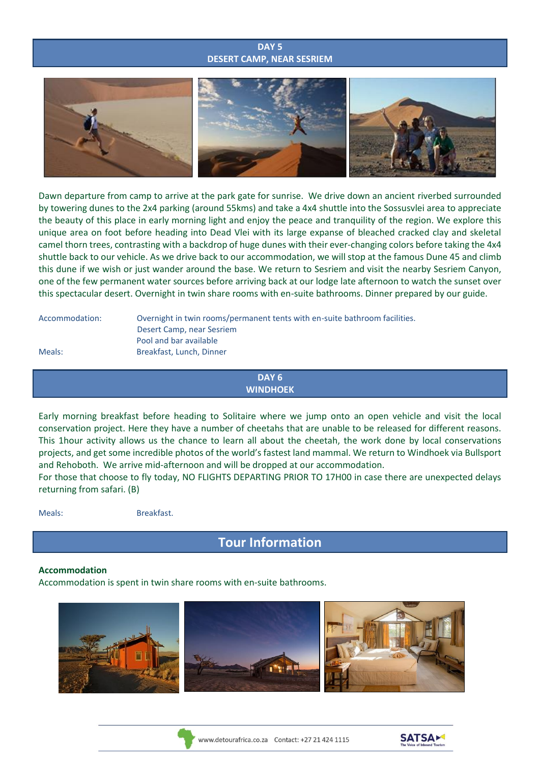## DAY 5
## DESERT CAMP, NEAR SESRIEM

Dawn departure from camp to arrive at the park gate for sunrise. We drive down an ancient riverbed surrounded by towering dunes to the 2x4 parking (around 55kms) and take a 4x4 shuttle into the Sossusvlei area to appreciate the beauty of this place in early morning light and enjoy the peace and tranquility of the region. We explore this unique area on foot before heading into Dead Vlei with its large expanse of bleached cracked clay and skeletal camel thorn trees, contrasting with a backdrop of huge dunes with their ever-changing colors before taking the 4x4 shuttle back to our vehicle. As we drive back to our accommodation, we will stop at the famous Dune 45 and climb this dune if we wish or just wander around the base. We return to Sesriem and visit the nearby Sesriem Canyon, one of the few permanent water sources before arriving back at our lodge late afternoon to watch the sunset over this spectacular desert. Overnight in twin share rooms with en-suite bathrooms. Dinner prepared by our guide.

Accommodation: Overnight in twin rooms/permanent tents with en-suite bathroom facilities.
Desert Camp, near Sesriem
Pool and bar available

Meals: Breakfast, Lunch, Dinner

## DAY 6
## WINDHOEK

Early morning breakfast before heading to Solitaire where we jump onto an open vehicle and visit the local conservation project. Here they have a number of cheetahs that are unable to be released for different reasons. This 1hour activity allows us the chance to learn all about the cheetah, the work done by local conservations projects, and get some incredible photos of the world's fastest land mammal. We return to Windhoek via Bullsport and Rehoboth. We arrive mid-afternoon and will be dropped at our accommodation.
For those that choose to fly today, NO FLIGHTS DEPARTING PRIOR TO 17H00 in case there are unexpected delays returning from safari. (B)

Meals: Breakfast.

# Tour Information

**Accommodation**
Accommodation is spent in twin share rooms with en-suite bathrooms.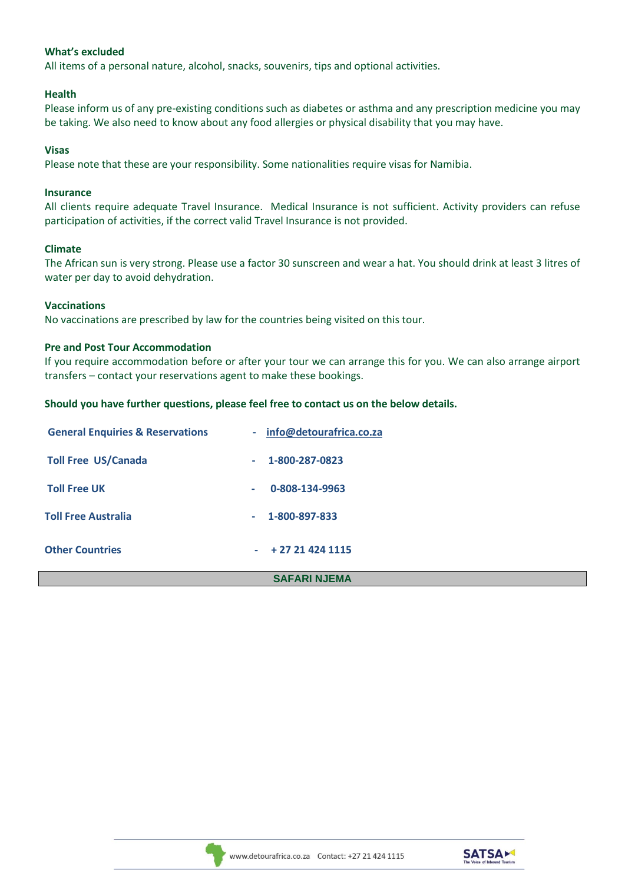**What's excluded**
All items of a personal nature, alcohol, snacks, souvenirs, tips and optional activities.

**Health**
Please inform us of any pre-existing conditions such as diabetes or asthma and any prescription medicine you may be taking. We also need to know about any food allergies or physical disability that you may have.

**Visas**
Please note that these are your responsibility. Some nationalities require visas for Namibia.

**Insurance**
All clients require adequate Travel Insurance. Medical Insurance is not sufficient. Activity providers can refuse participation of activities, if the correct valid Travel Insurance is not provided.

**Climate**
The African sun is very strong. Please use a factor 30 sunscreen and wear a hat. You should drink at least 3 litres of water per day to avoid dehydration.

**Vaccinations**
No vaccinations are prescribed by law for the countries being visited on this tour.

**Pre and Post Tour Accommodation**
If you require accommodation before or after your tour we can arrange this for you. We can also arrange airport transfers – contact your reservations agent to make these bookings.

**Should you have further questions, please feel free to contact us on the below details.**

| | | |
|---|---|---|
| **General Enquiries & Reservations** | - | **info@detourafrica.co.za** |
| **Toll Free US/Canada** | - | **1-800-287-0823** |
| **Toll Free UK** | - | **0-808-134-9963** |
| **Toll Free Australia** | - | **1-800-897-833** |
| **Other Countries** | - | **+ 27 21 424 1115** |

**SAFARI NJEMA**